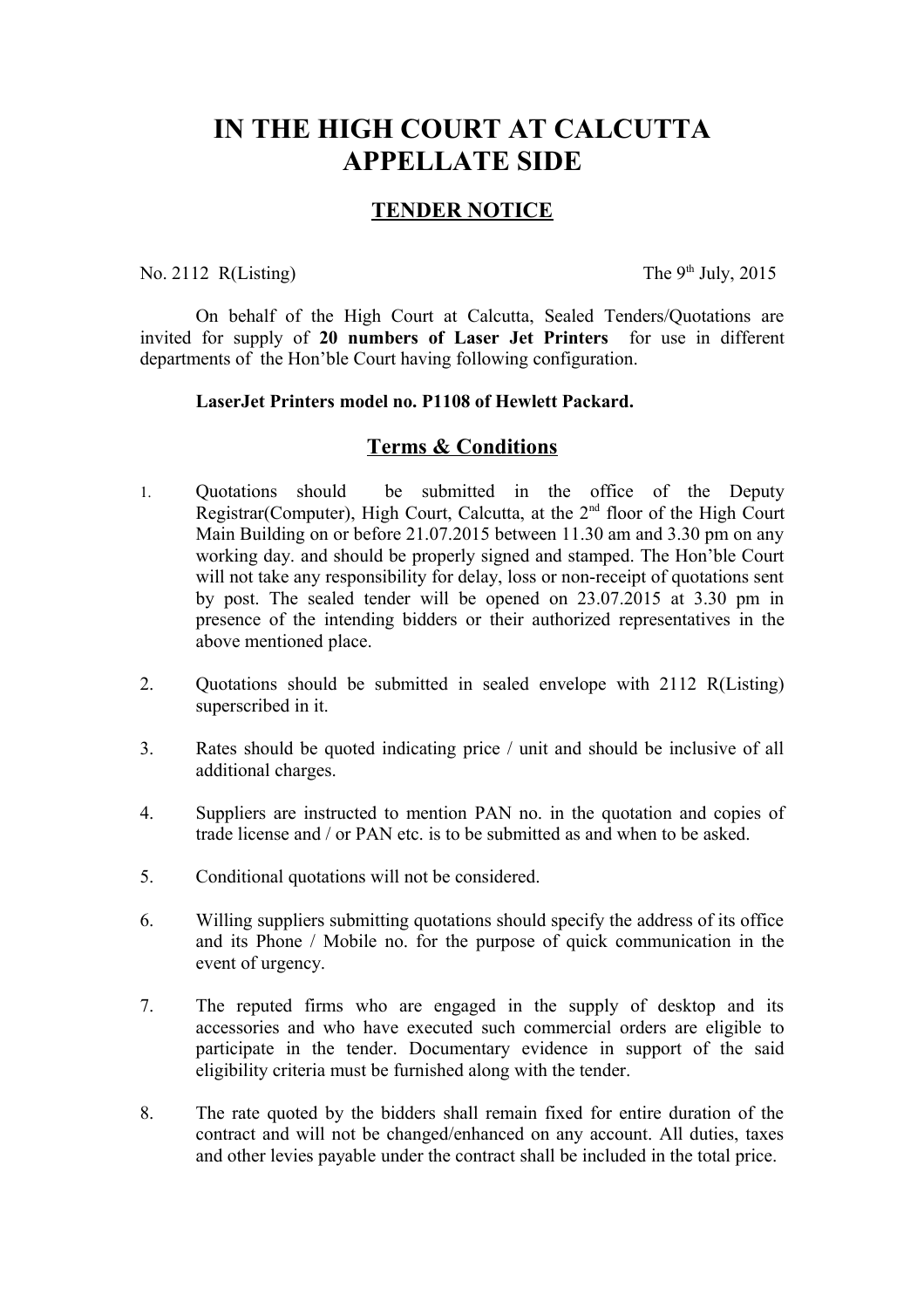# IN THE HIGH COURT AT CALCUTTA
# APPELLATE SIDE

## TENDER NOTICE

No. 2112 R(Listing) The 9th July, 2015

On behalf of the High Court at Calcutta, Sealed Tenders/Quotations are invited for supply of **20 numbers of Laser Jet Printers** for use in different departments of the Hon'ble Court having following configuration.

**LaserJet Printers model no. P1108 of Hewlett Packard.**

## Terms & Conditions

1. Quotations should be submitted in the office of the Deputy Registrar(Computer), High Court, Calcutta, at the 2nd floor of the High Court Main Building on or before 21.07.2015 between 11.30 am and 3.30 pm on any working day. and should be properly signed and stamped. The Hon'ble Court will not take any responsibility for delay, loss or non-receipt of quotations sent by post. The sealed tender will be opened on 23.07.2015 at 3.30 pm in presence of the intending bidders or their authorized representatives in the above mentioned place.

2. Quotations should be submitted in sealed envelope with 2112 R(Listing) superscribed in it.

3. Rates should be quoted indicating price / unit and should be inclusive of all additional charges.

4. Suppliers are instructed to mention PAN no. in the quotation and copies of trade license and / or PAN etc. is to be submitted as and when to be asked.

5. Conditional quotations will not be considered.

6. Willing suppliers submitting quotations should specify the address of its office and its Phone / Mobile no. for the purpose of quick communication in the event of urgency.

7. The reputed firms who are engaged in the supply of desktop and its accessories and who have executed such commercial orders are eligible to participate in the tender. Documentary evidence in support of the said eligibility criteria must be furnished along with the tender.

8. The rate quoted by the bidders shall remain fixed for entire duration of the contract and will not be changed/enhanced on any account. All duties, taxes and other levies payable under the contract shall be included in the total price.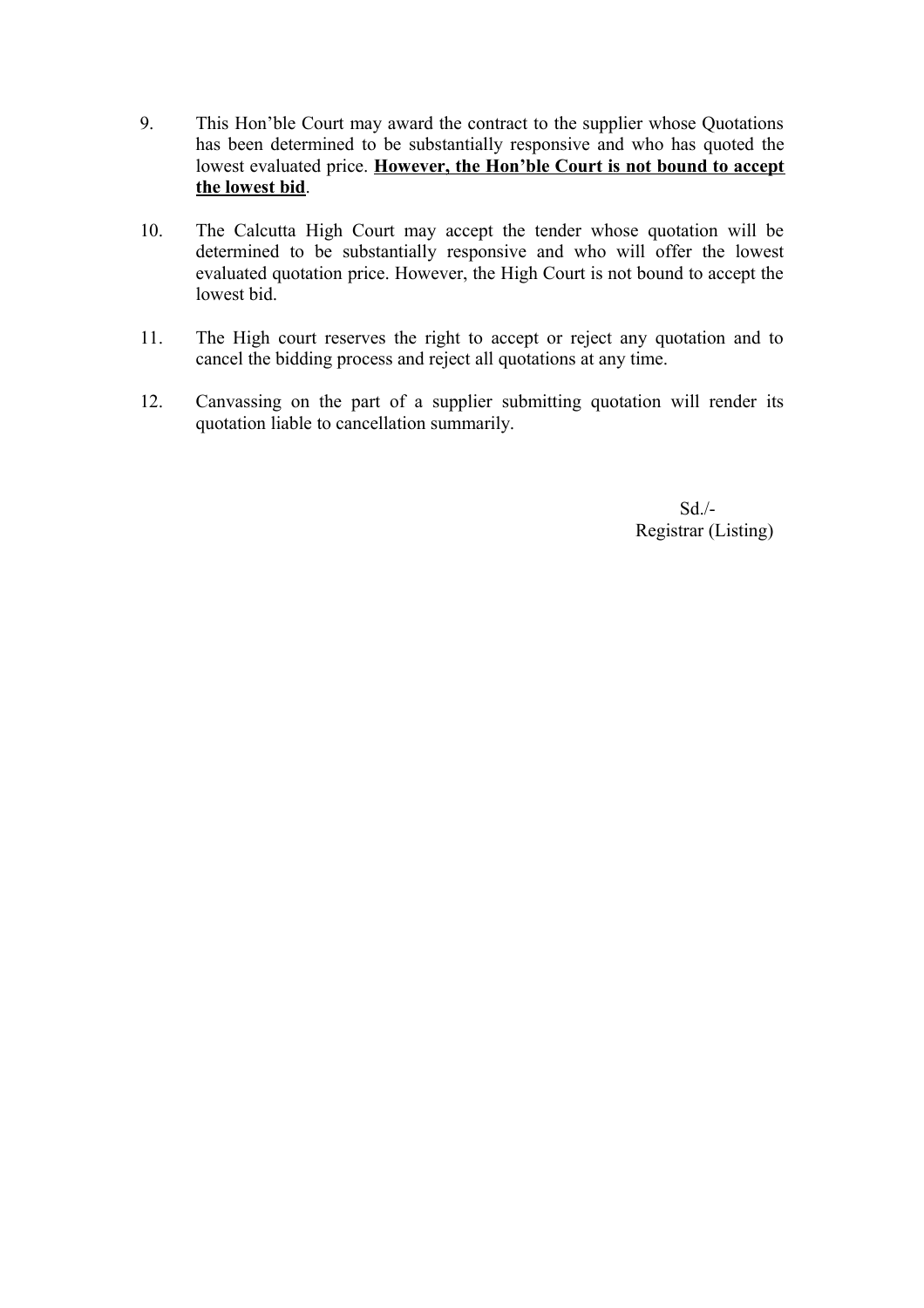9. This Hon'ble Court may award the contract to the supplier whose Quotations has been determined to be substantially responsive and who has quoted the lowest evaluated price. **<u>However, the Hon'ble Court is not bound to accept the lowest bid</u>**.

10. The Calcutta High Court may accept the tender whose quotation will be determined to be substantially responsive and who will offer the lowest evaluated quotation price. However, the High Court is not bound to accept the lowest bid.

11. The High court reserves the right to accept or reject any quotation and to cancel the bidding process and reject all quotations at any time.

12. Canvassing on the part of a supplier submitting quotation will render its quotation liable to cancellation summarily.

Sd./-
Registrar (Listing)